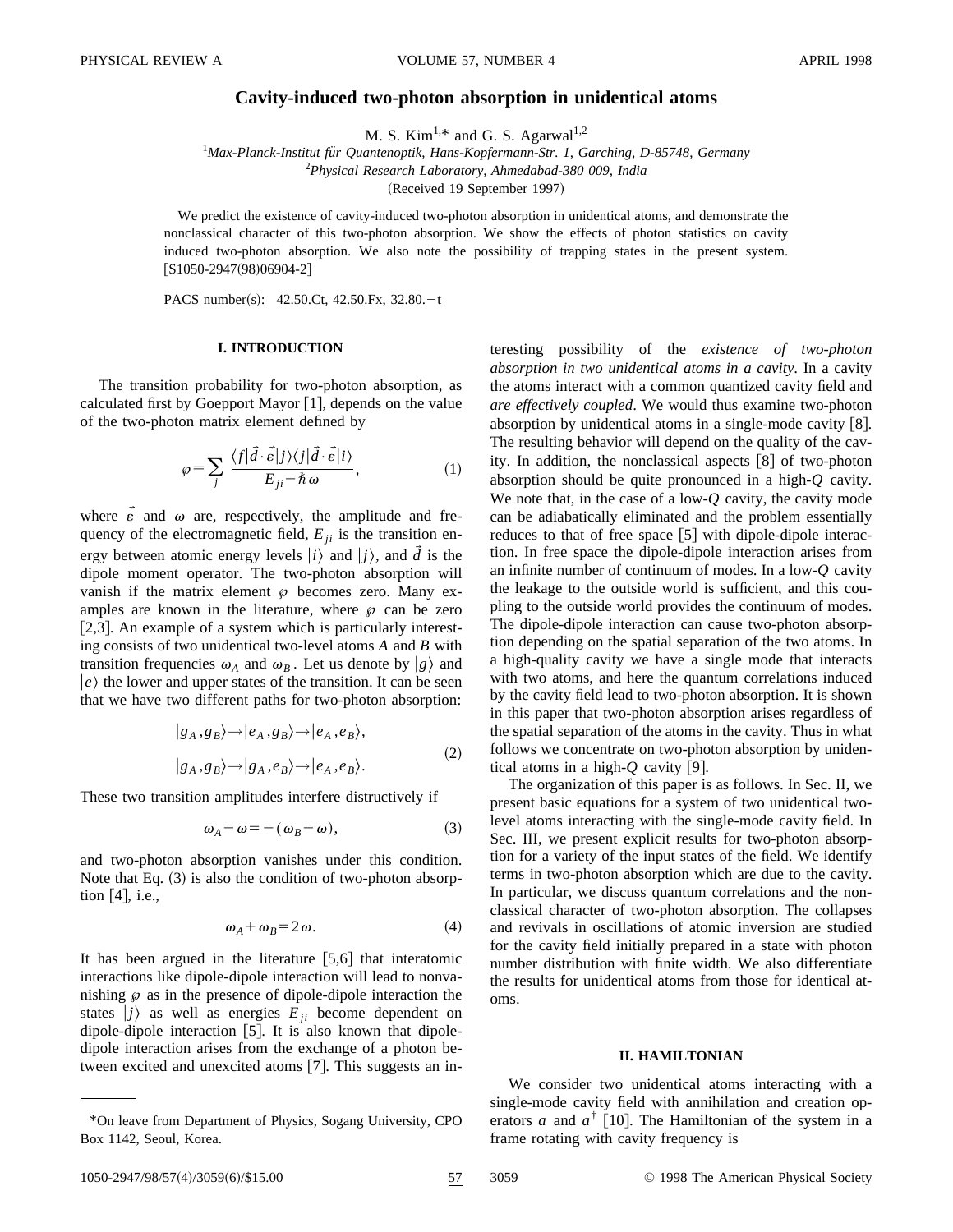# Cavity-induced two-photon absorption in unidentical atoms

M. S. Kim[1,*] and G. S. Agarwal[1,2]

[1]*Max-Planck-Institut für Quantenoptik, Hans-Kopfermann-Str. 1, Garching, D-85748, Germany*

[2]*Physical Research Laboratory, Ahmedabad-380 009, India*

(Received 19 September 1997)

We predict the existence of cavity-induced two-photon absorption in unidentical atoms, and demonstrate the nonclassical character of this two-photon absorption. We show the effects of photon statistics on cavity induced two-photon absorption. We also note the possibility of trapping states in the present system. [S1050-2947(98)06904-2]

PACS number(s): 42.50.Ct, 42.50.Fx, 32.80.−t

## I. INTRODUCTION

The transition probability for two-photon absorption, as calculated first by Goepport Mayor [1], depends on the value of the two-photon matrix element defined by

$$\wp \equiv \sum_j \frac{\langle f|\vec{d}\cdot\vec{\varepsilon}|j\rangle\langle j|\vec{d}\cdot\vec{\varepsilon}|i\rangle}{E_{ji}-\hbar\omega}, \tag{1}$$

where $\vec{\varepsilon}$ and $\omega$ are, respectively, the amplitude and frequency of the electromagnetic field, $E_{ji}$ is the transition energy between atomic energy levels $|i\rangle$ and $|j\rangle$, and $\vec{d}$ is the dipole moment operator. The two-photon absorption will vanish if the matrix element $\wp$ becomes zero. Many examples are known in the literature, where $\wp$ can be zero [2,3]. An example of a system which is particularly interesting consists of two unidentical two-level atoms $A$ and $B$ with transition frequencies $\omega_A$ and $\omega_B$. Let us denote by $|g\rangle$ and $|e\rangle$ the lower and upper states of the transition. It can be seen that we have two different paths for two-photon absorption:

$$\begin{aligned}|g_A,g_B\rangle &\rightarrow |e_A,g_B\rangle \rightarrow |e_A,e_B\rangle,\\ |g_A,g_B\rangle &\rightarrow |g_A,e_B\rangle \rightarrow |e_A,e_B\rangle.\end{aligned} \tag{2}$$

These two transition amplitudes interfere distructively if

$$\omega_A-\omega=-(\omega_B-\omega), \tag{3}$$

and two-photon absorption vanishes under this condition. Note that Eq. (3) is also the condition of two-photon absorption [4], i.e.,

$$\omega_A+\omega_B=2\omega. \tag{4}$$

It has been argued in the literature [5,6] that interatomic interactions like dipole-dipole interaction will lead to nonvanishing $\wp$ as in the presence of dipole-dipole interaction the states $|j\rangle$ as well as energies $E_{ji}$ become dependent on dipole-dipole interaction [5]. It is also known that dipole-dipole interaction arises from the exchange of a photon between excited and unexcited atoms [7]. This suggests an interesting possibility of the *existence of two-photon absorption in two unidentical atoms in a cavity*. In a cavity the atoms interact with a common quantized cavity field and *are effectively coupled*. We would thus examine two-photon absorption by unidentical atoms in a single-mode cavity [8]. The resulting behavior will depend on the quality of the cavity. In addition, the nonclassical aspects [8] of two-photon absorption should be quite pronounced in a high-$Q$ cavity. We note that, in the case of a low-$Q$ cavity, the cavity mode can be adiabatically eliminated and the problem essentially reduces to that of free space [5] with dipole-dipole interaction. In free space the dipole-dipole interaction arises from an infinite number of continuum of modes. In a low-$Q$ cavity the leakage to the outside world is sufficient, and this coupling to the outside world provides the continuum of modes. The dipole-dipole interaction can cause two-photon absorption depending on the spatial separation of the two atoms. In a high-quality cavity we have a single mode that interacts with two atoms, and here the quantum correlations induced by the cavity field lead to two-photon absorption. It is shown in this paper that two-photon absorption arises regardless of the spatial separation of the atoms in the cavity. Thus in what follows we concentrate on two-photon absorption by unidentical atoms in a high-$Q$ cavity [9].

The organization of this paper is as follows. In Sec. II, we present basic equations for a system of two unidentical two-level atoms interacting with the single-mode cavity field. In Sec. III, we present explicit results for two-photon absorption for a variety of the input states of the field. We identify terms in two-photon absorption which are due to the cavity. In particular, we discuss quantum correlations and the nonclassical character of two-photon absorption. The collapses and revivals in oscillations of atomic inversion are studied for the cavity field initially prepared in a state with photon number distribution with finite width. We also differentiate the results for unidentical atoms from those for identical atoms.

## II. HAMILTONIAN

We consider two unidentical atoms interacting with a single-mode cavity field with annihilation and creation operators $a$ and $a^\dagger$ [10]. The Hamiltonian of the system in a frame rotating with cavity frequency is

---

*On leave from Department of Physics, Sogang University, CPO Box 1142, Seoul, Korea.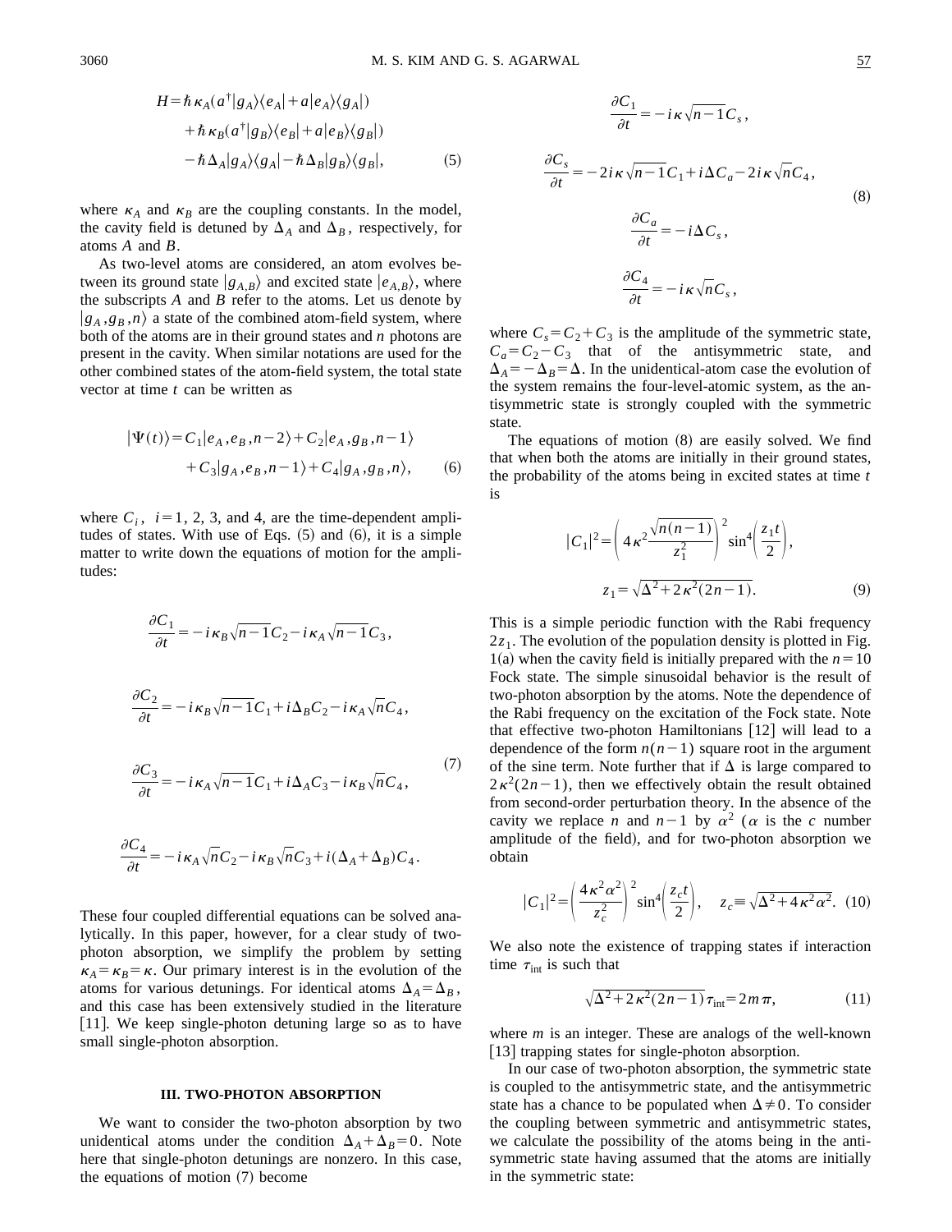$$H = \hbar\kappa_A(a^\dagger|g_A\rangle\langle e_A| + a|e_A\rangle\langle g_A|) + \hbar\kappa_B(a^\dagger|g_B\rangle\langle e_B| + a|e_B\rangle\langle g_B|) - \hbar\Delta_A|g_A\rangle\langle g_A| - \hbar\Delta_B|g_B\rangle\langle g_B|, \tag{5}$$

where $\kappa_A$ and $\kappa_B$ are the coupling constants. In the model, the cavity field is detuned by $\Delta_A$ and $\Delta_B$, respectively, for atoms $A$ and $B$.

As two-level atoms are considered, an atom evolves between its ground state $|g_{A,B}\rangle$ and excited state $|e_{A,B}\rangle$, where the subscripts $A$ and $B$ refer to the atoms. Let us denote by $|g_A, g_B, n\rangle$ a state of the combined atom-field system, where both of the atoms are in their ground states and $n$ photons are present in the cavity. When similar notations are used for the other combined states of the atom-field system, the total state vector at time $t$ can be written as

$$|\Psi(t)\rangle = C_1|e_A, e_B, n-2\rangle + C_2|e_A, g_B, n-1\rangle + C_3|g_A, e_B, n-1\rangle + C_4|g_A, g_B, n\rangle, \tag{6}$$

where $C_i$, $i=1$, 2, 3, and 4, are the time-dependent amplitudes of states. With use of Eqs. (5) and (6), it is a simple matter to write down the equations of motion for the amplitudes:

$$\frac{\partial C_1}{\partial t} = -i\kappa_B\sqrt{n-1}C_2 - i\kappa_A\sqrt{n-1}C_3,$$

$$\frac{\partial C_2}{\partial t} = -i\kappa_B\sqrt{n-1}C_1 + i\Delta_B C_2 - i\kappa_A\sqrt{n}C_4,$$

$$\frac{\partial C_3}{\partial t} = -i\kappa_A\sqrt{n-1}C_1 + i\Delta_A C_3 - i\kappa_B\sqrt{n}C_4, \tag{7}$$

$$\frac{\partial C_4}{\partial t} = -i\kappa_A\sqrt{n}C_2 - i\kappa_B\sqrt{n}C_3 + i(\Delta_A + \Delta_B)C_4.$$

These four coupled differential equations can be solved analytically. In this paper, however, for a clear study of two-photon absorption, we simplify the problem by setting $\kappa_A = \kappa_B = \kappa$. Our primary interest is in the evolution of the atoms for various detunings. For identical atoms $\Delta_A = \Delta_B$, and this case has been extensively studied in the literature [11]. We keep single-photon detuning large so as to have small single-photon absorption.

### III. TWO-PHOTON ABSORPTION

We want to consider the two-photon absorption by two unidentical atoms under the condition $\Delta_A + \Delta_B = 0$. Note here that single-photon detunings are nonzero. In this case, the equations of motion (7) become

$$\frac{\partial C_1}{\partial t} = -i\kappa\sqrt{n-1}C_s,$$

$$\frac{\partial C_s}{\partial t} = -2i\kappa\sqrt{n-1}C_1 + i\Delta C_a - 2i\kappa\sqrt{n}C_4, \tag{8}$$

$$\frac{\partial C_a}{\partial t} = -i\Delta C_s,$$

$$\frac{\partial C_4}{\partial t} = -i\kappa\sqrt{n}C_s,$$

where $C_s = C_2 + C_3$ is the amplitude of the symmetric state, $C_a = C_2 - C_3$ that of the antisymmetric state, and $\Delta_A = -\Delta_B = \Delta$. In the unidentical-atom case the evolution of the system remains the four-level-atomic system, as the antisymmetric state is strongly coupled with the symmetric state.

The equations of motion (8) are easily solved. We find that when both the atoms are initially in their ground states, the probability of the atoms being in excited states at time $t$ is

$$|C_1|^2 = \left(4\kappa^2\frac{\sqrt{n(n-1)}}{z_1^2}\right)^2 \sin^4\left(\frac{z_1 t}{2}\right),$$

$$z_1 = \sqrt{\Delta^2 + 2\kappa^2(2n-1)}. \tag{9}$$

This is a simple periodic function with the Rabi frequency $2z_1$. The evolution of the population density is plotted in Fig. 1(a) when the cavity field is initially prepared with the $n=10$ Fock state. The simple sinusoidal behavior is the result of two-photon absorption by the atoms. Note the dependence of the Rabi frequency on the excitation of the Fock state. Note that effective two-photon Hamiltonians [12] will lead to a dependence of the form $n(n-1)$ square root in the argument of the sine term. Note further that if $\Delta$ is large compared to $2\kappa^2(2n-1)$, then we effectively obtain the result obtained from second-order perturbation theory. In the absence of the cavity we replace $n$ and $n-1$ by $\alpha^2$ ($\alpha$ is the $c$ number amplitude of the field), and for two-photon absorption we obtain

$$|C_1|^2 = \left(\frac{4\kappa^2\alpha^2}{z_c^2}\right)^2 \sin^4\left(\frac{z_c t}{2}\right), \quad z_c \equiv \sqrt{\Delta^2 + 4\kappa^2\alpha^2}. \tag{10}$$

We also note the existence of trapping states if interaction time $\tau_{\text{int}}$ is such that

$$\sqrt{\Delta^2 + 2\kappa^2(2n-1)}\,\tau_{\text{int}} = 2m\pi, \tag{11}$$

where $m$ is an integer. These are analogs of the well-known [13] trapping states for single-photon absorption.

In our case of two-photon absorption, the symmetric state is coupled to the antisymmetric state, and the antisymmetric state has a chance to be populated when $\Delta \neq 0$. To consider the coupling between symmetric and antisymmetric states, we calculate the possibility of the atoms being in the antisymmetric state having assumed that the atoms are initially in the symmetric state: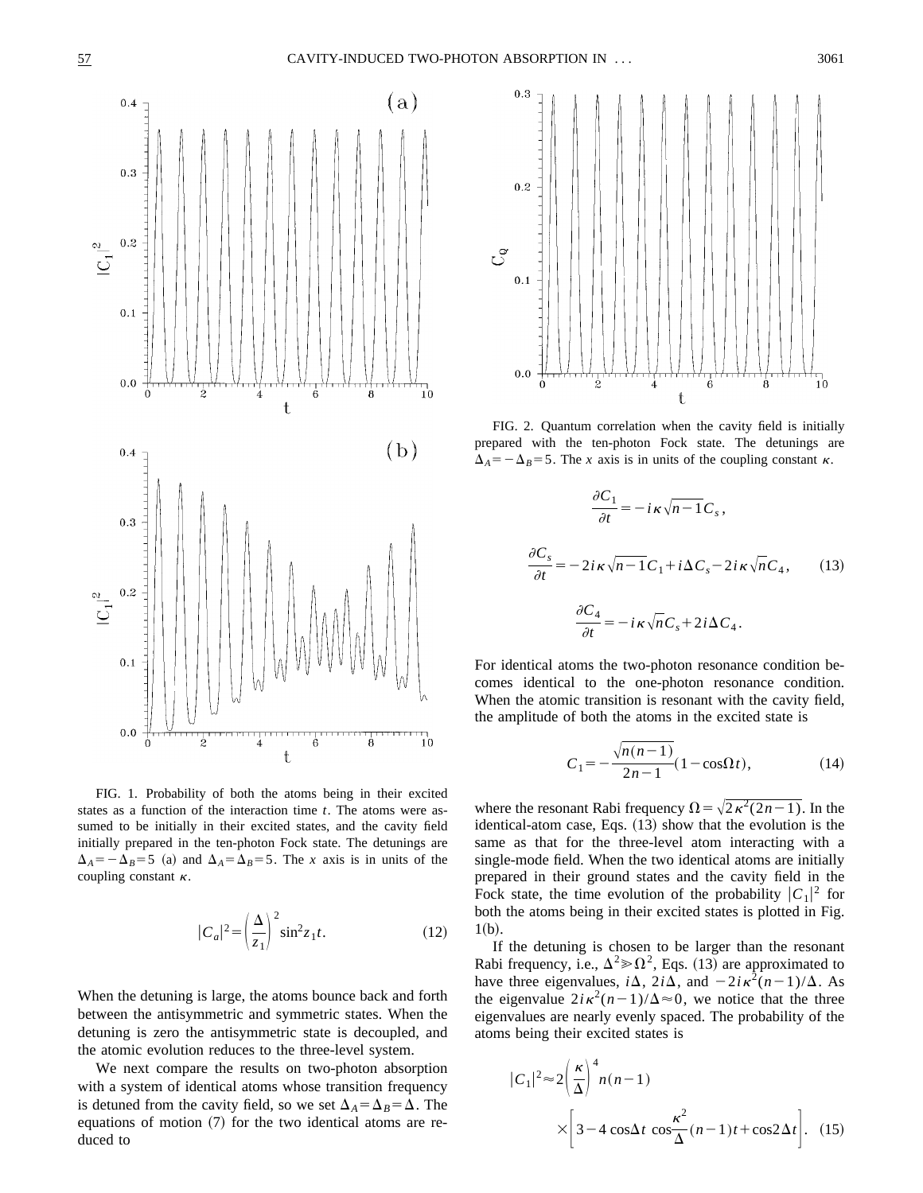FIG. 1. Probability of both the atoms being in their excited states as a function of the interaction time $t$. The atoms were assumed to be initially in their excited states, and the cavity field initially prepared in the ten-photon Fock state. The detunings are $\Delta_A = -\Delta_B = 5$ (a) and $\Delta_A = \Delta_B = 5$. The $x$ axis is in units of the coupling constant $\kappa$.

$$|C_a|^2 = \left(\frac{\Delta}{z_1}\right)^2 \sin^2 z_1 t. \tag{12}$$

When the detuning is large, the atoms bounce back and forth between the antisymmetric and symmetric states. When the detuning is zero the antisymmetric state is decoupled, and the atomic evolution reduces to the three-level system.

We next compare the results on two-photon absorption with a system of identical atoms whose transition frequency is detuned from the cavity field, so we set $\Delta_A = \Delta_B = \Delta$. The equations of motion (7) for the two identical atoms are reduced to

FIG. 2. Quantum correlation when the cavity field is initially prepared with the ten-photon Fock state. The detunings are $\Delta_A = -\Delta_B = 5$. The $x$ axis is in units of the coupling constant $\kappa$.

$$\frac{\partial C_1}{\partial t} = -i\kappa\sqrt{n-1}C_s,$$

$$\frac{\partial C_s}{\partial t} = -2i\kappa\sqrt{n-1}C_1 + i\Delta C_s - 2i\kappa\sqrt{n}C_4, \tag{13}$$

$$\frac{\partial C_4}{\partial t} = -i\kappa\sqrt{n}C_s + 2i\Delta C_4.$$

For identical atoms the two-photon resonance condition becomes identical to the one-photon resonance condition. When the atomic transition is resonant with the cavity field, the amplitude of both the atoms in the excited state is

$$C_1 = -\frac{\sqrt{n(n-1)}}{2n-1}(1-\cos\Omega t), \tag{14}$$

where the resonant Rabi frequency $\Omega = \sqrt{2\kappa^2(2n-1)}$. In the identical-atom case, Eqs. (13) show that the evolution is the same as that for the three-level atom interacting with a single-mode field. When the two identical atoms are initially prepared in their ground states and the cavity field in the Fock state, the time evolution of the probability $|C_1|^2$ for both the atoms being in their excited states is plotted in Fig. 1(b).

If the detuning is chosen to be larger than the resonant Rabi frequency, i.e., $\Delta^2 \gg \Omega^2$, Eqs. (13) are approximated to have three eigenvalues, $i\Delta$, $2i\Delta$, and $-2i\kappa^2(n-1)/\Delta$. As the eigenvalue $2i\kappa^2(n-1)/\Delta \approx 0$, we notice that the three eigenvalues are nearly evenly spaced. The probability of the atoms being their excited states is

$$|C_1|^2 \approx 2\left(\frac{\kappa}{\Delta}\right)^4 n(n-1) \times \left[3 - 4\cos\Delta t\,\cos\frac{\kappa^2}{\Delta}(n-1)t + \cos 2\Delta t\right]. \tag{15}$$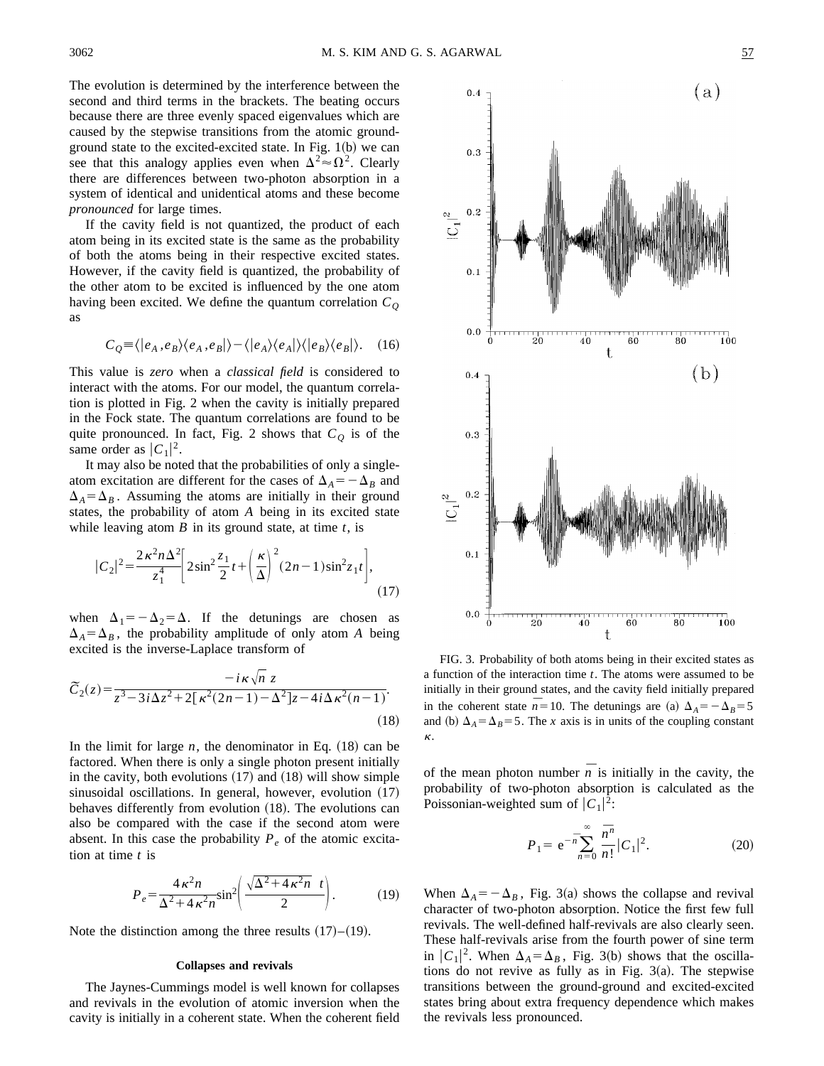The evolution is determined by the interference between the second and third terms in the brackets. The beating occurs because there are three evenly spaced eigenvalues which are caused by the stepwise transitions from the atomic ground-ground state to the excited-excited state. In Fig. 1(b) we can see that this analogy applies even when $\Delta^2 \approx \Omega^2$. Clearly there are differences between two-photon absorption in a system of identical and unidentical atoms and these become *pronounced* for large times.

If the cavity field is not quantized, the product of each atom being in its excited state is the same as the probability of both the atoms being in their respective excited states. However, if the cavity field is quantized, the probability of the other atom to be excited is influenced by the one atom having been excited. We define the quantum correlation $C_Q$ as

$$C_Q \equiv \langle |e_A, e_B\rangle\langle e_A, e_B|\rangle - \langle |e_A\rangle\langle e_A|\rangle\langle |e_B\rangle\langle e_B|\rangle. \quad (16)$$

This value is *zero* when a *classical field* is considered to interact with the atoms. For our model, the quantum correlation is plotted in Fig. 2 when the cavity is initially prepared in the Fock state. The quantum correlations are found to be quite pronounced. In fact, Fig. 2 shows that $C_Q$ is of the same order as $|C_1|^2$.

It may also be noted that the probabilities of only a single-atom excitation are different for the cases of $\Delta_A = -\Delta_B$ and $\Delta_A = \Delta_B$. Assuming the atoms are initially in their ground states, the probability of atom $A$ being in its excited state while leaving atom $B$ in its ground state, at time $t$, is

$$|C_2|^2 = \frac{2\kappa^2 n \Delta^2}{z_1^4}\left[2\sin^2\frac{z_1}{2}t + \left(\frac{\kappa}{\Delta}\right)^2 (2n-1)\sin^2 z_1 t\right], \quad (17)$$

when $\Delta_1 = -\Delta_2 = \Delta$. If the detunings are chosen as $\Delta_A = \Delta_B$, the probability amplitude of only atom $A$ being excited is the inverse-Laplace transform of

$$\tilde{C}_2(z) = \frac{-i\kappa\sqrt{n}\ z}{z^3 - 3i\Delta z^2 + 2[\kappa^2(2n-1) - \Delta^2]z - 4i\Delta\kappa^2(n-1)}. \quad (18)$$

In the limit for large $n$, the denominator in Eq. (18) can be factored. When there is only a single photon present initially in the cavity, both evolutions (17) and (18) will show simple sinusoidal oscillations. In general, however, evolution (17) behaves differently from evolution (18). The evolutions can also be compared with the case if the second atom were absent. In this case the probability $P_e$ of the atomic excitation at time $t$ is

$$P_e = \frac{4\kappa^2 n}{\Delta^2 + 4\kappa^2 n}\sin^2\left(\frac{\sqrt{\Delta^2 + 4\kappa^2 n}\ t}{2}\right). \quad (19)$$

Note the distinction among the three results (17)–(19).

### Collapses and revivals

The Jaynes-Cummings model is well known for collapses and revivals in the evolution of atomic inversion when the cavity is initially in a coherent state. When the coherent field of the mean photon number $\bar{n}$ is initially in the cavity, the probability of two-photon absorption is calculated as the Poissonian-weighted sum of $|C_1|^2$:

$$P_1 = e^{-\bar{n}}\sum_{n=0}^{\infty}\frac{\bar{n}^n}{n!}|C_1|^2. \quad (20)$$

When $\Delta_A = -\Delta_B$, Fig. 3(a) shows the collapse and revival character of two-photon absorption. Notice the first few full revivals. The well-defined half-revivals are also clearly seen. These half-revivals arise from the fourth power of sine term in $|C_1|^2$. When $\Delta_A = \Delta_B$, Fig. 3(b) shows that the oscillations do not revive as fully as in Fig. 3(a). The stepwise transitions between the ground-ground and excited-excited states bring about extra frequency dependence which makes the revivals less pronounced.

FIG. 3. Probability of both atoms being in their excited states as a function of the interaction time $t$. The atoms were assumed to be initially in their ground states, and the cavity field initially prepared in the coherent state $\bar{n} = 10$. The detunings are (a) $\Delta_A = -\Delta_B = 5$ and (b) $\Delta_A = \Delta_B = 5$. The $x$ axis is in units of the coupling constant $\kappa$.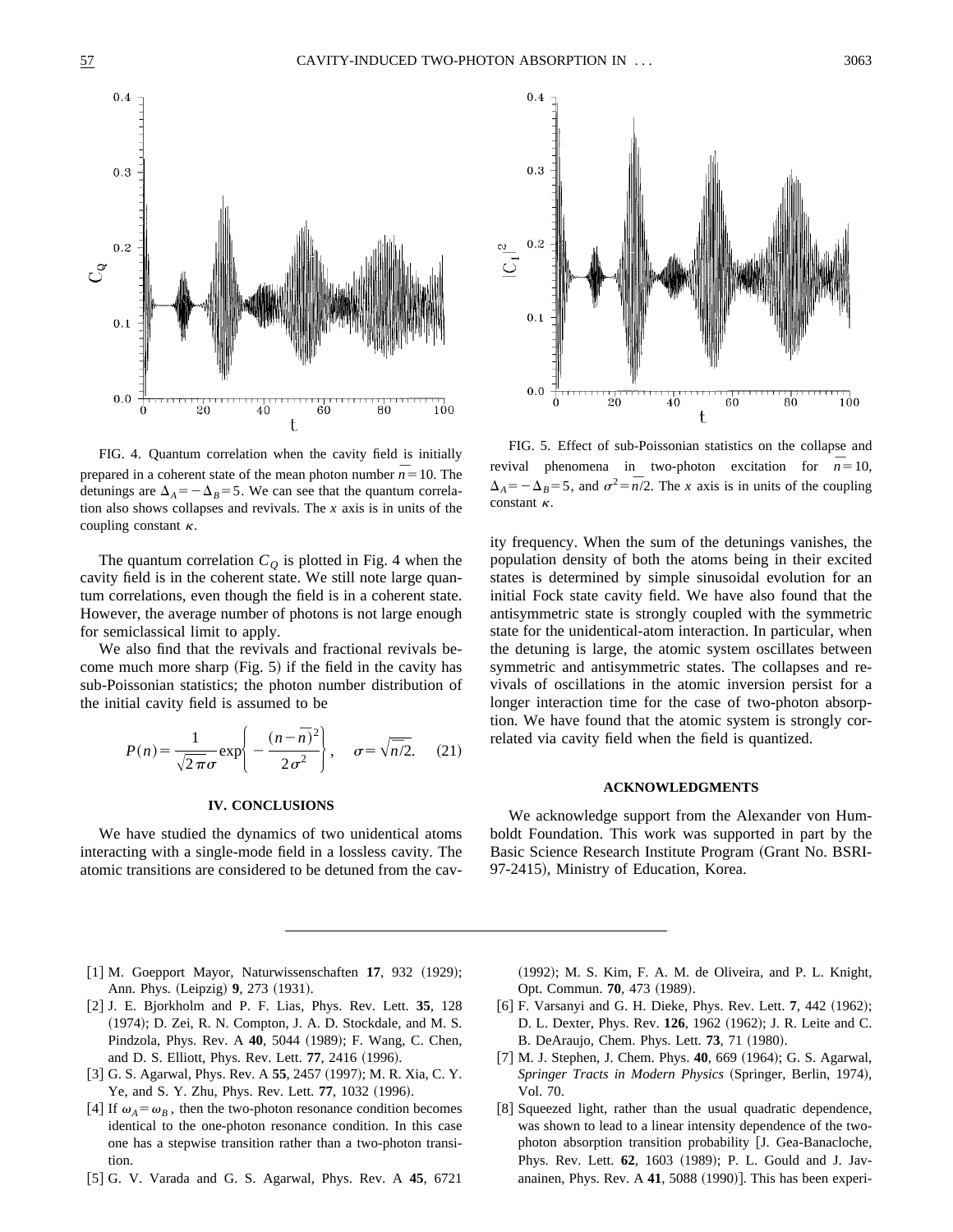FIG. 4. Quantum correlation when the cavity field is initially prepared in a coherent state of the mean photon number $\bar{n}=10$. The detunings are $\Delta_A=-\Delta_B=5$. We can see that the quantum correlation also shows collapses and revivals. The $x$ axis is in units of the coupling constant $\kappa$.

The quantum correlation $C_Q$ is plotted in Fig. 4 when the cavity field is in the coherent state. We still note large quantum correlations, even though the field is in a coherent state. However, the average number of photons is not large enough for semiclassical limit to apply.

We also find that the revivals and fractional revivals become much more sharp (Fig. 5) if the field in the cavity has sub-Poissonian statistics; the photon number distribution of the initial cavity field is assumed to be

$$P(n)=\frac{1}{\sqrt{2\pi}\sigma}\exp\left\{-\frac{(n-\bar{n})^2}{2\sigma^2}\right\},\quad \sigma=\sqrt{\bar{n}/2}. \tag{21}$$

FIG. 5. Effect of sub-Poissonian statistics on the collapse and revival phenomena in two-photon excitation for $\bar{n}=10$, $\Delta_A=-\Delta_B=5$, and $\sigma^2=\bar{n}/2$. The $x$ axis is in units of the coupling constant $\kappa$.

## IV. CONCLUSIONS

We have studied the dynamics of two unidentical atoms interacting with a single-mode field in a lossless cavity. The atomic transitions are considered to be detuned from the cavity frequency. When the sum of the detunings vanishes, the population density of both the atoms being in their excited states is determined by simple sinusoidal evolution for an initial Fock state cavity field. We have also found that the antisymmetric state is strongly coupled with the symmetric state for the unidentical-atom interaction. In particular, when the detuning is large, the atomic system oscillates between symmetric and antisymmetric states. The collapses and revivals of oscillations in the atomic inversion persist for a longer interaction time for the case of two-photon absorption. We have found that the atomic system is strongly correlated via cavity field when the field is quantized.

## ACKNOWLEDGMENTS

We acknowledge support from the Alexander von Humboldt Foundation. This work was supported in part by the Basic Science Research Institute Program (Grant No. BSRI-97-2415), Ministry of Education, Korea.

---

[1] M. Goepport Mayor, Naturwissenschaften **17**, 932 (1929); Ann. Phys. (Leipzig) **9**, 273 (1931).

[2] J. E. Bjorkholm and P. F. Lias, Phys. Rev. Lett. **35**, 128 (1974); D. Zei, R. N. Compton, J. A. D. Stockdale, and M. S. Pindzola, Phys. Rev. A **40**, 5044 (1989); F. Wang, C. Chen, and D. S. Elliott, Phys. Rev. Lett. **77**, 2416 (1996).

[3] G. S. Agarwal, Phys. Rev. A **55**, 2457 (1997); M. R. Xia, C. Y. Ye, and S. Y. Zhu, Phys. Rev. Lett. **77**, 1032 (1996).

[4] If $\omega_A=\omega_B$, then the two-photon resonance condition becomes identical to the one-photon resonance condition. In this case one has a stepwise transition rather than a two-photon transition.

[5] G. V. Varada and G. S. Agarwal, Phys. Rev. A **45**, 6721 (1992); M. S. Kim, F. A. M. de Oliveira, and P. L. Knight, Opt. Commun. **70**, 473 (1989).

[6] F. Varsanyi and G. H. Dieke, Phys. Rev. Lett. **7**, 442 (1962); D. L. Dexter, Phys. Rev. **126**, 1962 (1962); J. R. Leite and C. B. DeAraujo, Chem. Phys. Lett. **73**, 71 (1980).

[7] M. J. Stephen, J. Chem. Phys. **40**, 669 (1964); G. S. Agarwal, *Springer Tracts in Modern Physics* (Springer, Berlin, 1974), Vol. 70.

[8] Squeezed light, rather than the usual quadratic dependence, was shown to lead to a linear intensity dependence of the two-photon absorption transition probability [J. Gea-Banacloche, Phys. Rev. Lett. **62**, 1603 (1989); P. L. Gould and J. Javanainen, Phys. Rev. A **41**, 5088 (1990)]. This has been experi-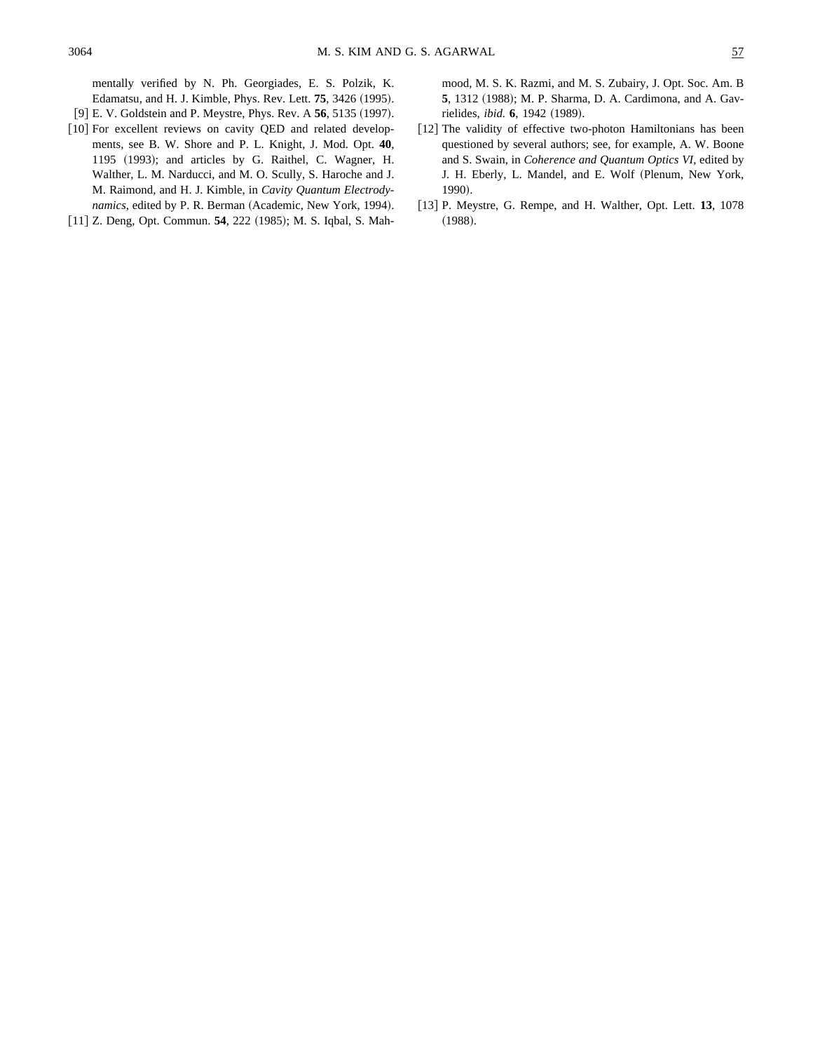mentally verified by N. Ph. Georgiades, E. S. Polzik, K. Edamatsu, and H. J. Kimble, Phys. Rev. Lett. **75**, 3426 (1995).

[9] E. V. Goldstein and P. Meystre, Phys. Rev. A **56**, 5135 (1997).

[10] For excellent reviews on cavity QED and related developments, see B. W. Shore and P. L. Knight, J. Mod. Opt. **40**, 1195 (1993); and articles by G. Raithel, C. Wagner, H. Walther, L. M. Narducci, and M. O. Scully, S. Haroche and J. M. Raimond, and H. J. Kimble, in *Cavity Quantum Electrodynamics*, edited by P. R. Berman (Academic, New York, 1994).

[11] Z. Deng, Opt. Commun. **54**, 222 (1985); M. S. Iqbal, S. Mahmood, M. S. K. Razmi, and M. S. Zubairy, J. Opt. Soc. Am. B **5**, 1312 (1988); M. P. Sharma, D. A. Cardimona, and A. Gavrielides, *ibid.* **6**, 1942 (1989).

[12] The validity of effective two-photon Hamiltonians has been questioned by several authors; see, for example, A. W. Boone and S. Swain, in *Coherence and Quantum Optics VI*, edited by J. H. Eberly, L. Mandel, and E. Wolf (Plenum, New York, 1990).

[13] P. Meystre, G. Rempe, and H. Walther, Opt. Lett. **13**, 1078 (1988).